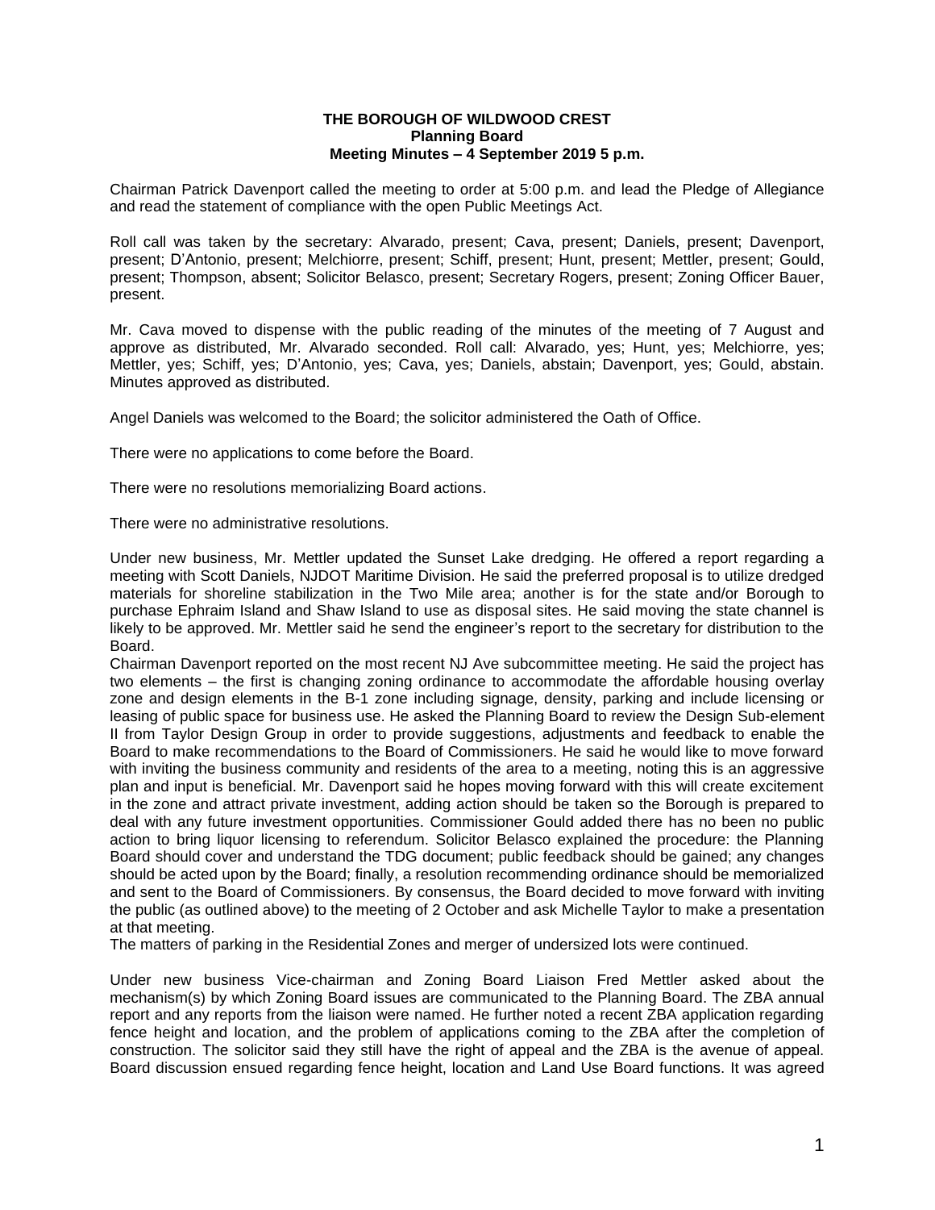**THE BOROUGH OF WILDWOOD CREST**
**Planning Board**
**Meeting Minutes – 4 September 2019 5 p.m.**

Chairman Patrick Davenport called the meeting to order at 5:00 p.m. and lead the Pledge of Allegiance and read the statement of compliance with the open Public Meetings Act.

Roll call was taken by the secretary: Alvarado, present; Cava, present; Daniels, present; Davenport, present; D'Antonio, present; Melchiorre, present; Schiff, present; Hunt, present; Mettler, present; Gould, present; Thompson, absent; Solicitor Belasco, present; Secretary Rogers, present; Zoning Officer Bauer, present.

Mr. Cava moved to dispense with the public reading of the minutes of the meeting of 7 August and approve as distributed, Mr. Alvarado seconded. Roll call: Alvarado, yes; Hunt, yes; Melchiorre, yes; Mettler, yes; Schiff, yes; D'Antonio, yes; Cava, yes; Daniels, abstain; Davenport, yes; Gould, abstain. Minutes approved as distributed.

Angel Daniels was welcomed to the Board; the solicitor administered the Oath of Office.

There were no applications to come before the Board.

There were no resolutions memorializing Board actions.

There were no administrative resolutions.

Under new business, Mr. Mettler updated the Sunset Lake dredging. He offered a report regarding a meeting with Scott Daniels, NJDOT Maritime Division. He said the preferred proposal is to utilize dredged materials for shoreline stabilization in the Two Mile area; another is for the state and/or Borough to purchase Ephraim Island and Shaw Island to use as disposal sites. He said moving the state channel is likely to be approved. Mr. Mettler said he send the engineer's report to the secretary for distribution to the Board.

Chairman Davenport reported on the most recent NJ Ave subcommittee meeting. He said the project has two elements – the first is changing zoning ordinance to accommodate the affordable housing overlay zone and design elements in the B-1 zone including signage, density, parking and include licensing or leasing of public space for business use. He asked the Planning Board to review the Design Sub-element II from Taylor Design Group in order to provide suggestions, adjustments and feedback to enable the Board to make recommendations to the Board of Commissioners. He said he would like to move forward with inviting the business community and residents of the area to a meeting, noting this is an aggressive plan and input is beneficial. Mr. Davenport said he hopes moving forward with this will create excitement in the zone and attract private investment, adding action should be taken so the Borough is prepared to deal with any future investment opportunities. Commissioner Gould added there has no been no public action to bring liquor licensing to referendum. Solicitor Belasco explained the procedure: the Planning Board should cover and understand the TDG document; public feedback should be gained; any changes should be acted upon by the Board; finally, a resolution recommending ordinance should be memorialized and sent to the Board of Commissioners. By consensus, the Board decided to move forward with inviting the public (as outlined above) to the meeting of 2 October and ask Michelle Taylor to make a presentation at that meeting.

The matters of parking in the Residential Zones and merger of undersized lots were continued.

Under new business Vice-chairman and Zoning Board Liaison Fred Mettler asked about the mechanism(s) by which Zoning Board issues are communicated to the Planning Board. The ZBA annual report and any reports from the liaison were named. He further noted a recent ZBA application regarding fence height and location, and the problem of applications coming to the ZBA after the completion of construction. The solicitor said they still have the right of appeal and the ZBA is the avenue of appeal. Board discussion ensued regarding fence height, location and Land Use Board functions. It was agreed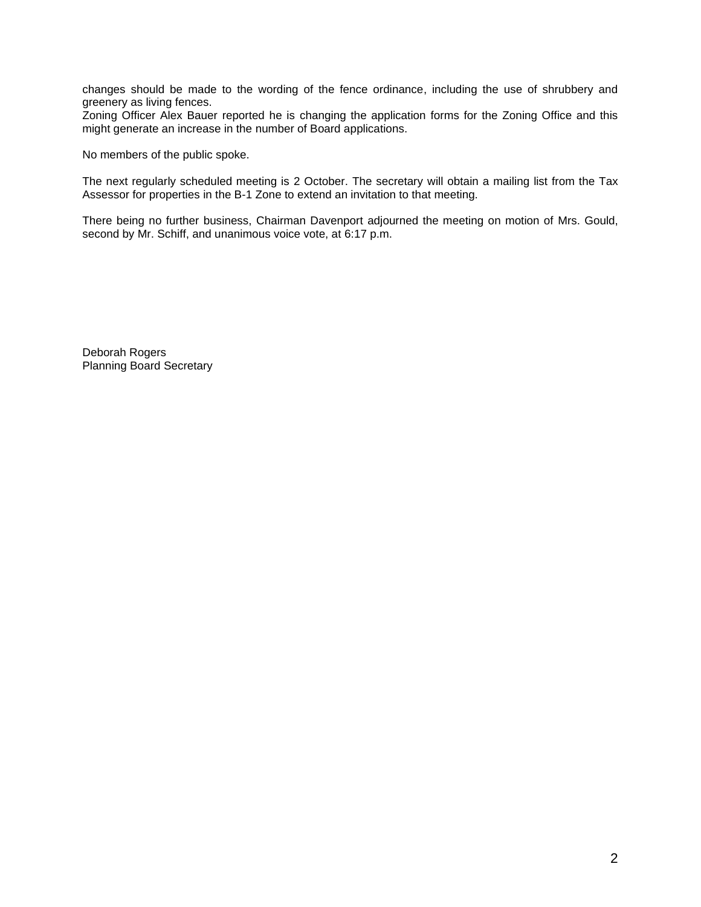changes should be made to the wording of the fence ordinance, including the use of shrubbery and greenery as living fences.
Zoning Officer Alex Bauer reported he is changing the application forms for the Zoning Office and this might generate an increase in the number of Board applications.

No members of the public spoke.

The next regularly scheduled meeting is 2 October. The secretary will obtain a mailing list from the Tax Assessor for properties in the B-1 Zone to extend an invitation to that meeting.

There being no further business, Chairman Davenport adjourned the meeting on motion of Mrs. Gould, second by Mr. Schiff, and unanimous voice vote, at 6:17 p.m.

Deborah Rogers
Planning Board Secretary